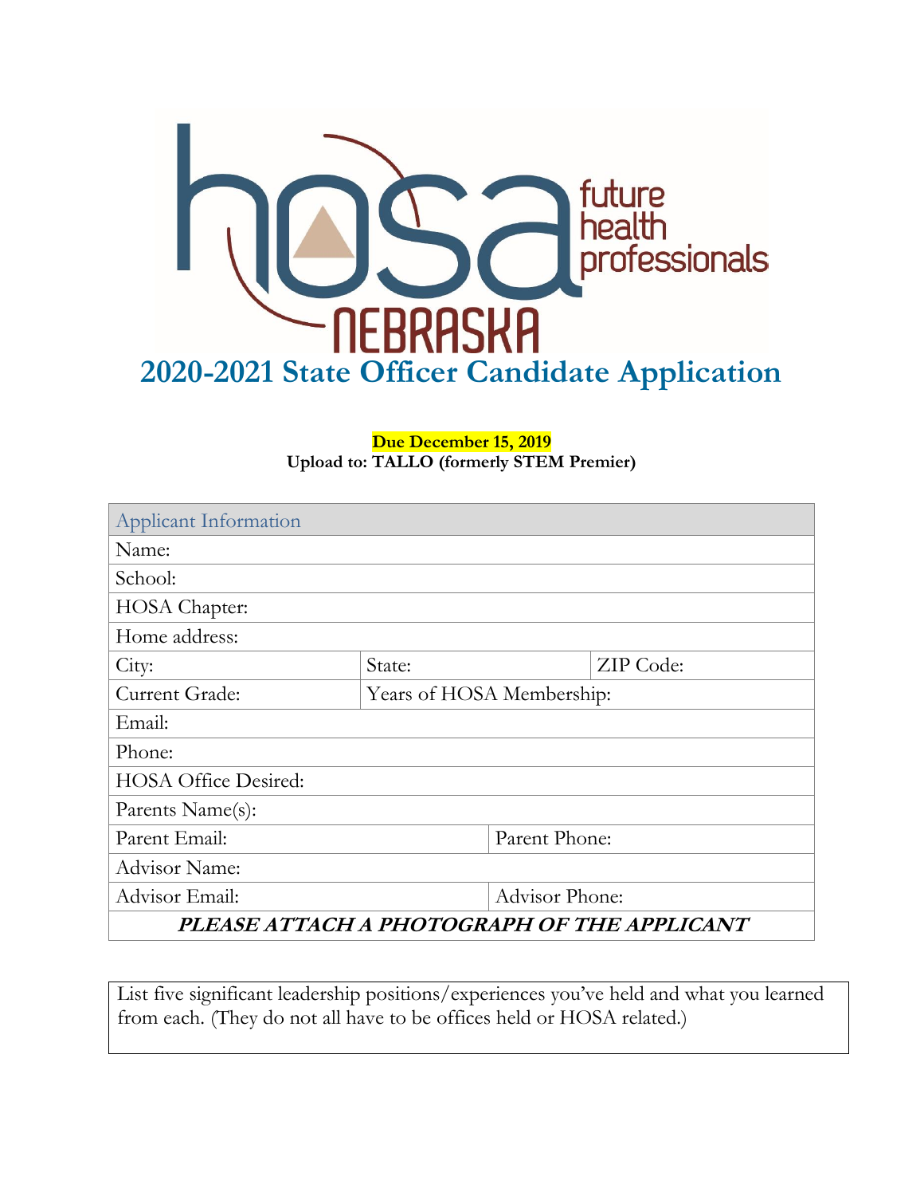hosa future health professionals NEBRASKA

# 2020-2021 State Officer Candidate Application

**Due December 15, 2019**
**Upload to: TALLO (formerly STEM Premier)**

| Applicant Information | | |
|---|---|---|
| Name: | | |
| School: | | |
| HOSA Chapter: | | |
| Home address: | | |
| City: | State: | ZIP Code: |
| Current Grade: | Years of HOSA Membership: | |
| Email: | | |
| Phone: | | |
| HOSA Office Desired: | | |
| Parents Name(s): | | |
| Parent Email: | Parent Phone: | |
| Advisor Name: | | |
| Advisor Email: | Advisor Phone: | |
| ***PLEASE ATTACH A PHOTOGRAPH OF THE APPLICANT*** | | |

List five significant leadership positions/experiences you've held and what you learned from each. (They do not all have to be offices held or HOSA related.)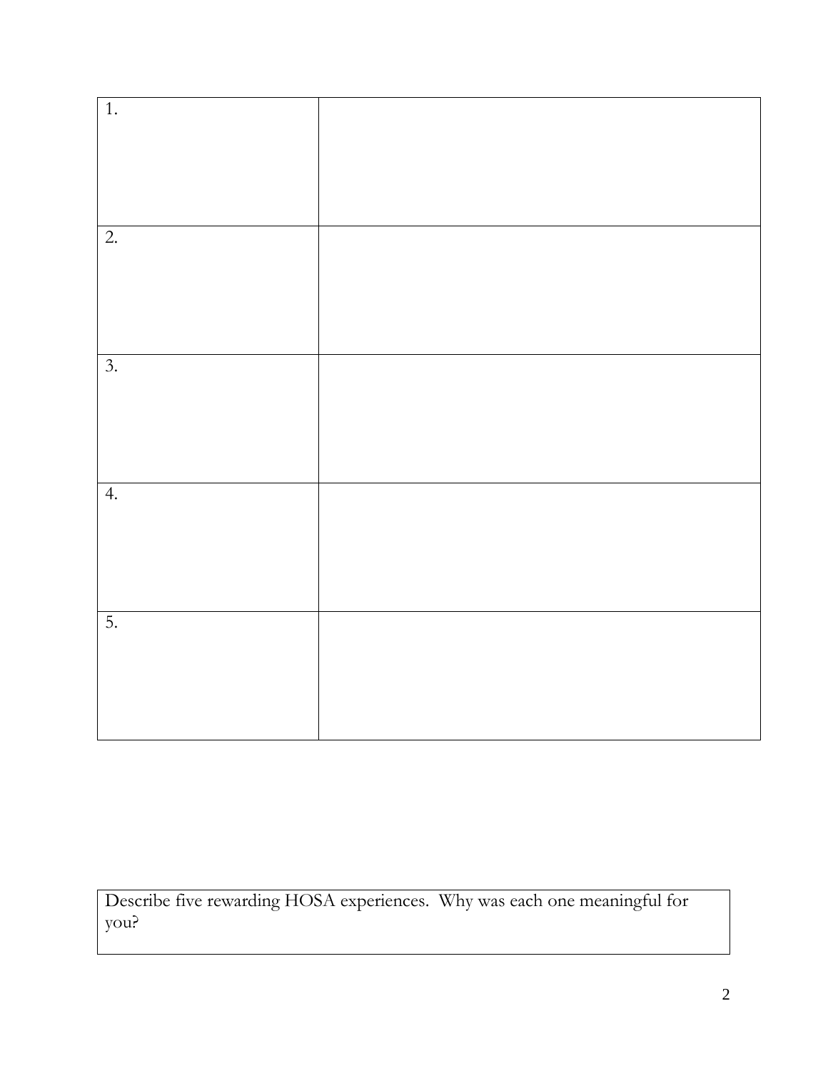| | |
|---|---|
| 1. | |
| 2. | |
| 3. | |
| 4. | |
| 5. | |

Describe five rewarding HOSA experiences. Why was each one meaningful for you?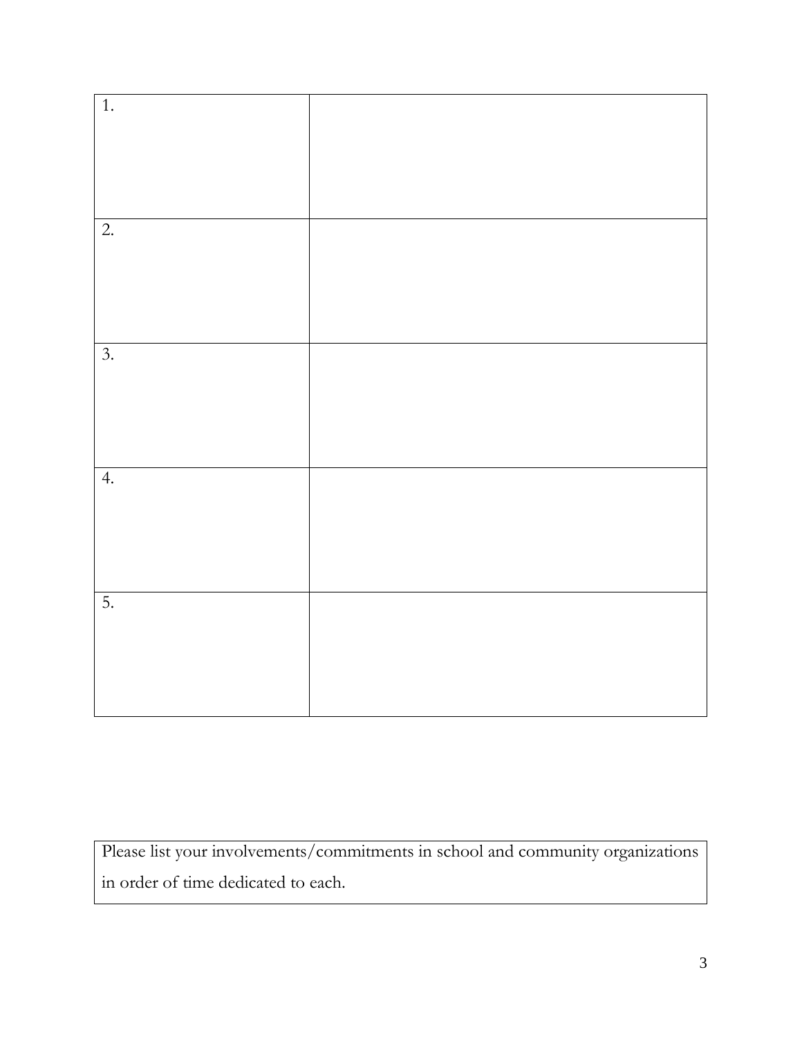| | |
|---|---|
| 1. | |
| 2. | |
| 3. | |
| 4. | |
| 5. | |

| Please list your involvements/commitments in school and community organizations in order of time dedicated to each. |
|---|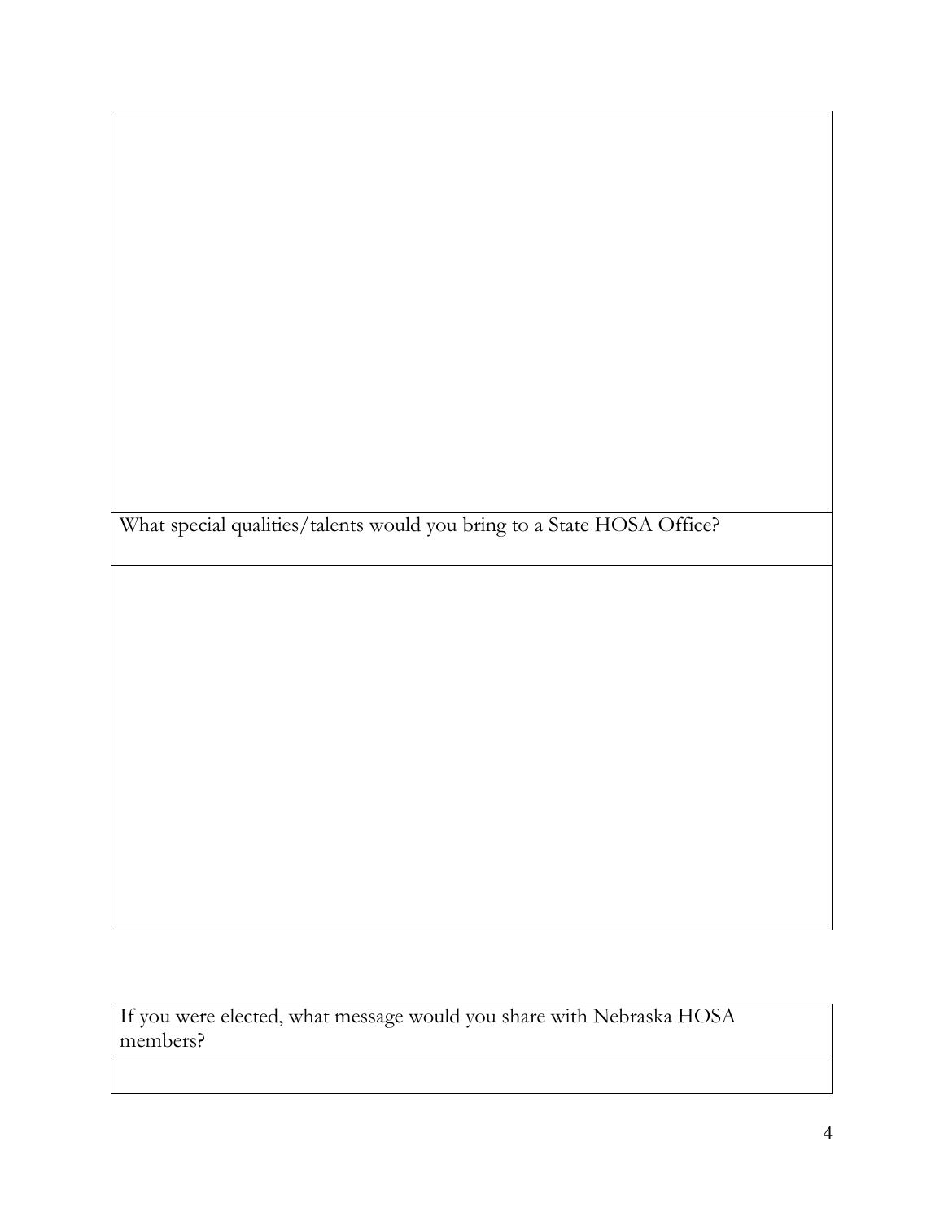What special qualities/talents would you bring to a State HOSA Office?

If you were elected, what message would you share with Nebraska HOSA members?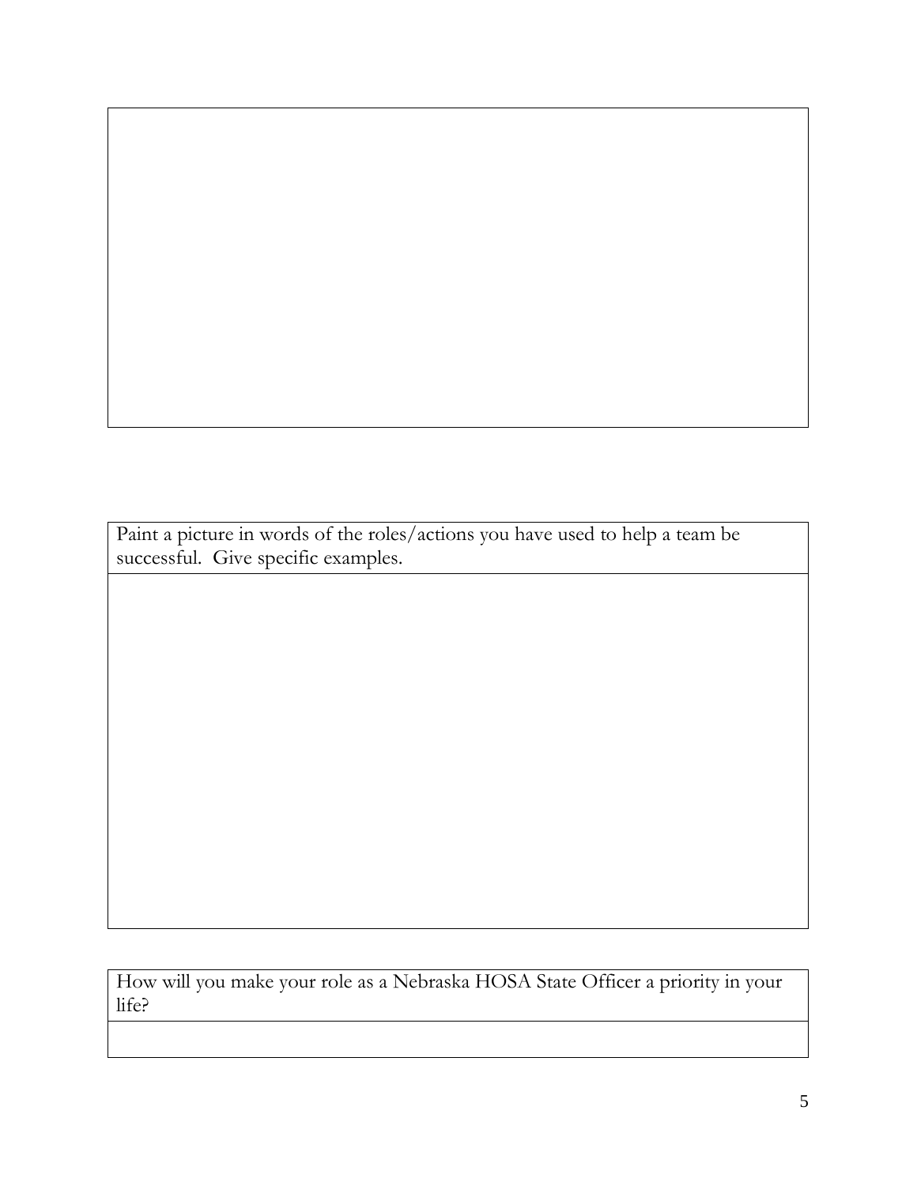Paint a picture in words of the roles/actions you have used to help a team be successful. Give specific examples.

How will you make your role as a Nebraska HOSA State Officer a priority in your life?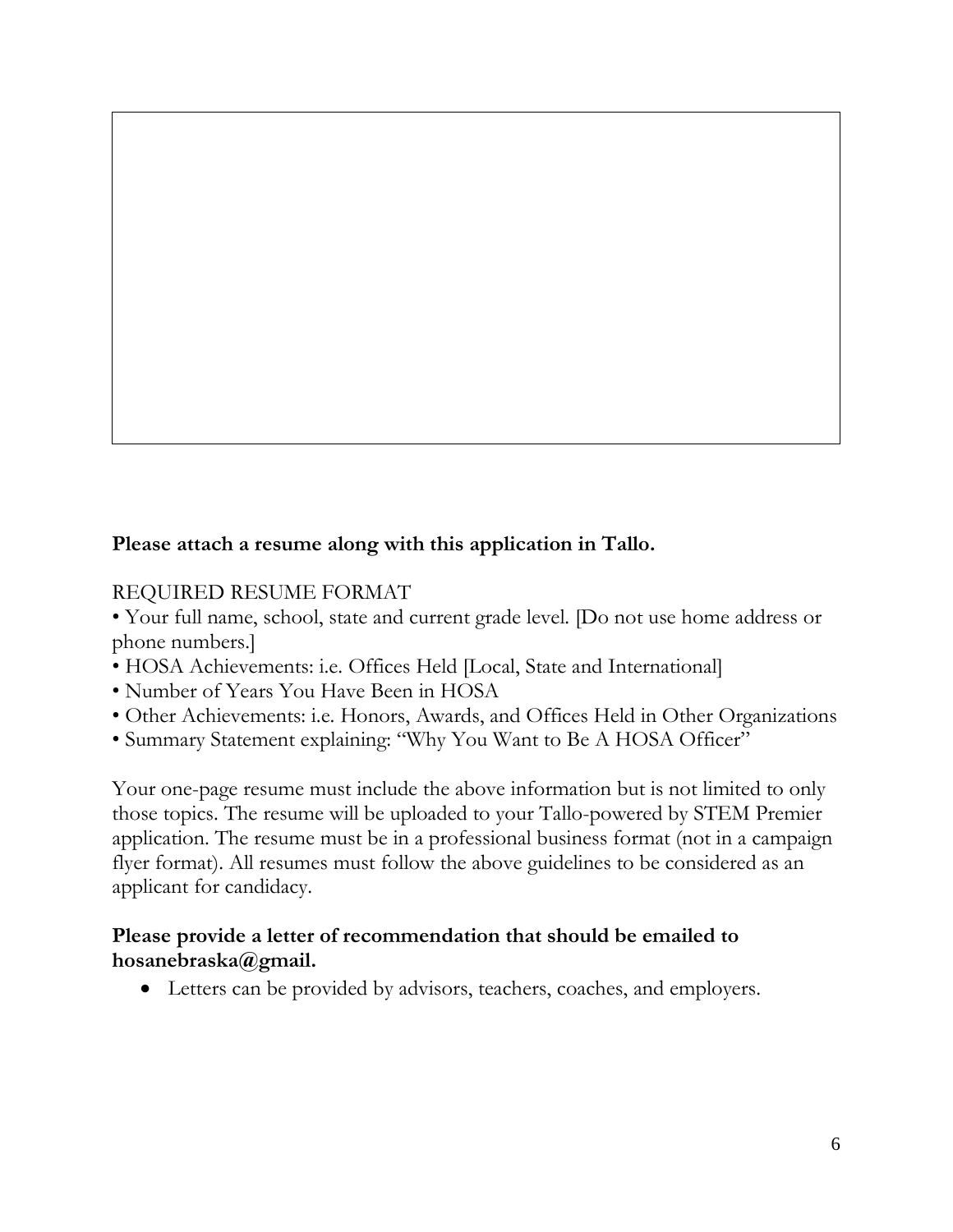**Please attach a resume along with this application in Tallo.**

REQUIRED RESUME FORMAT

• Your full name, school, state and current grade level. [Do not use home address or phone numbers.]
• HOSA Achievements: i.e. Offices Held [Local, State and International]
• Number of Years You Have Been in HOSA
• Other Achievements: i.e. Honors, Awards, and Offices Held in Other Organizations
• Summary Statement explaining: "Why You Want to Be A HOSA Officer"

Your one-page resume must include the above information but is not limited to only those topics. The resume will be uploaded to your Tallo-powered by STEM Premier application. The resume must be in a professional business format (not in a campaign flyer format). All resumes must follow the above guidelines to be considered as an applicant for candidacy.

**Please provide a letter of recommendation that should be emailed to hosanebraska@gmail.**

- Letters can be provided by advisors, teachers, coaches, and employers.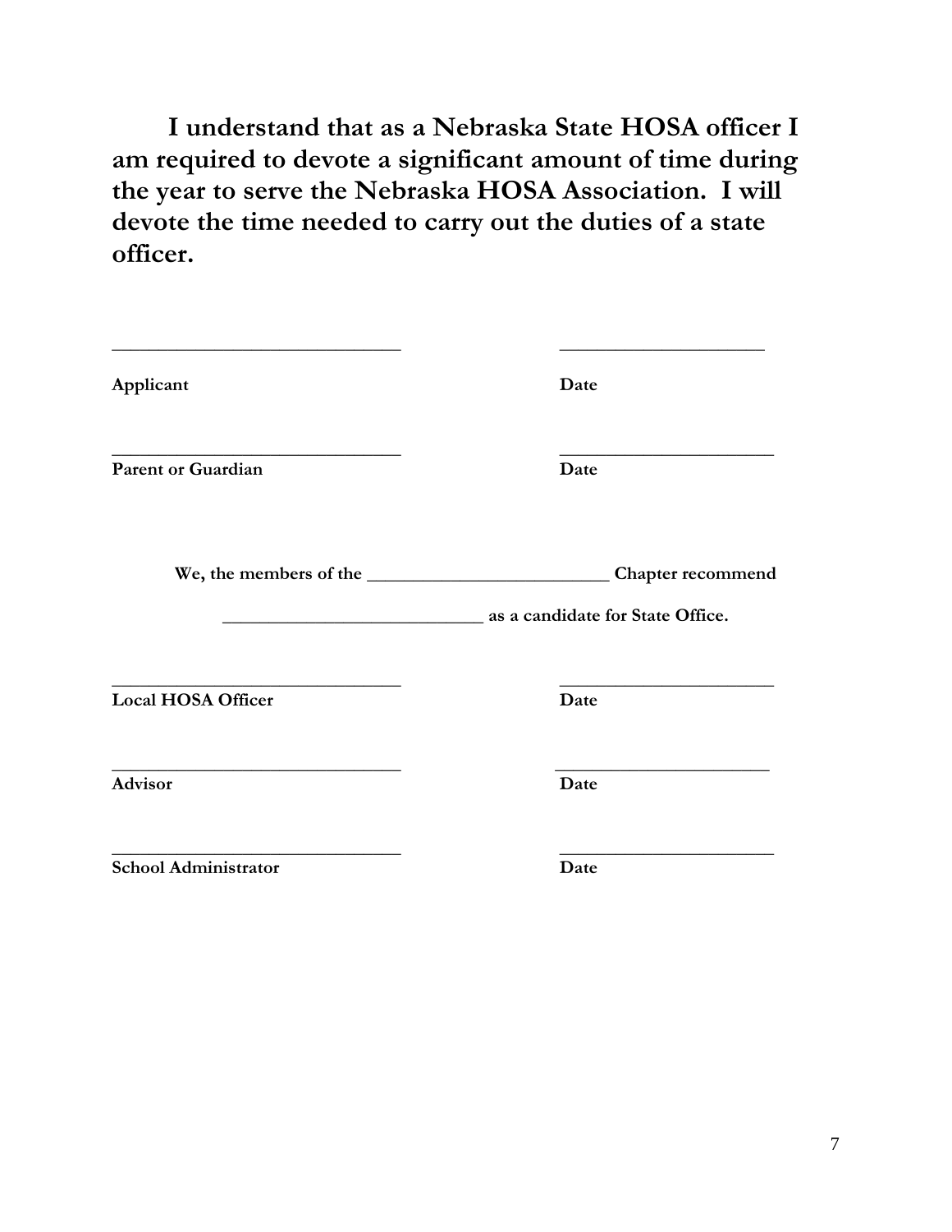**I understand that as a Nebraska State HOSA officer I am required to devote a significant amount of time during the year to serve the Nebraska HOSA Association. I will devote the time needed to carry out the duties of a state officer.**

_______________________________ _______________________

**Applicant** **Date**

_______________________________ _______________________

**Parent or Guardian** **Date**

**We, the members of the ___________________________ Chapter recommend**

**_____________________________ as a candidate for State Office.**

_______________________________ _______________________

**Local HOSA Officer** **Date**

_______________________________ _______________________

**Advisor** **Date**

_______________________________ _______________________

**School Administrator** **Date**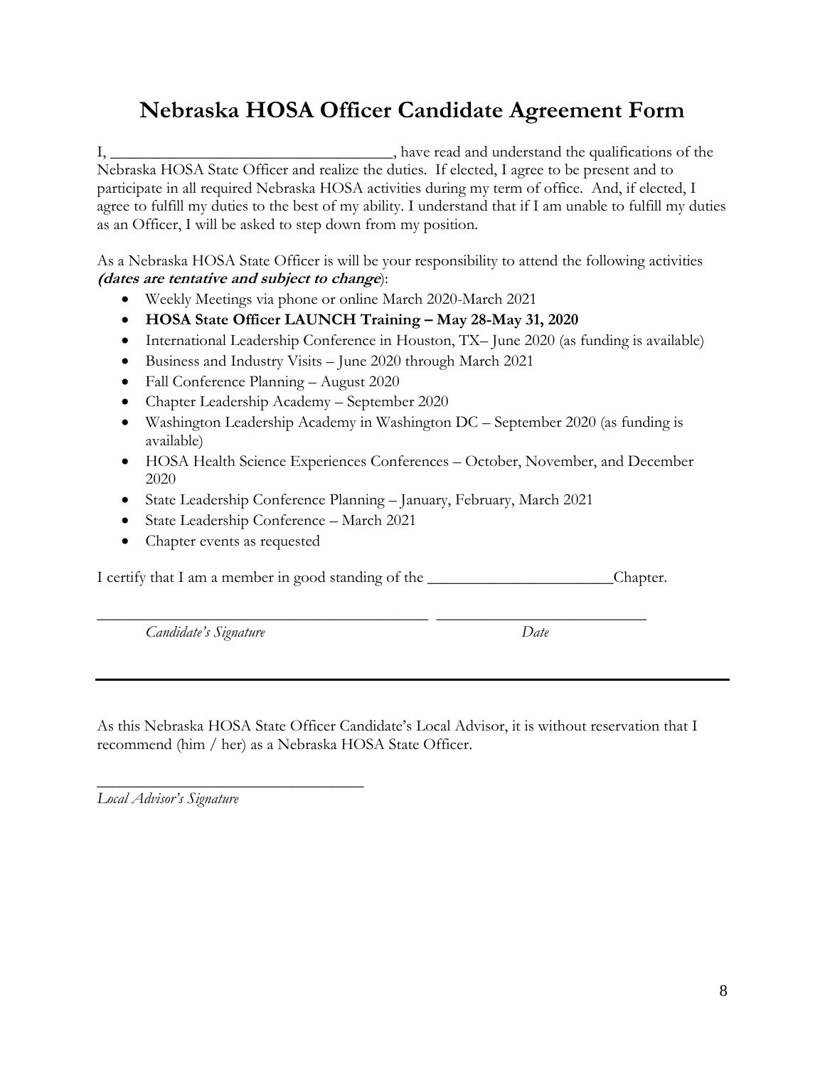# Nebraska HOSA Officer Candidate Agreement Form

I, ___________________________________, have read and understand the qualifications of the Nebraska HOSA State Officer and realize the duties. If elected, I agree to be present and to participate in all required Nebraska HOSA activities during my term of office. And, if elected, I agree to fulfill my duties to the best of my ability. I understand that if I am unable to fulfill my duties as an Officer, I will be asked to step down from my position.

As a Nebraska HOSA State Officer is will be your responsibility to attend the following activities ***(dates are tentative and subject to change***):

- Weekly Meetings via phone or online March 2020-March 2021
- **HOSA State Officer LAUNCH Training – May 28-May 31, 2020**
- International Leadership Conference in Houston, TX– June 2020 (as funding is available)
- Business and Industry Visits – June 2020 through March 2021
- Fall Conference Planning – August 2020
- Chapter Leadership Academy – September 2020
- Washington Leadership Academy in Washington DC – September 2020 (as funding is available)
- HOSA Health Science Experiences Conferences – October, November, and December 2020
- State Leadership Conference Planning – January, February, March 2021
- State Leadership Conference – March 2021
- Chapter events as requested

I certify that I am a member in good standing of the ________________________Chapter.

_____________________________________________ ____________________________

*Candidate's Signature* *Date*

---

As this Nebraska HOSA State Officer Candidate's Local Advisor, it is without reservation that I recommend (him / her) as a Nebraska HOSA State Officer.

___________________________________

*Local Advisor's Signature*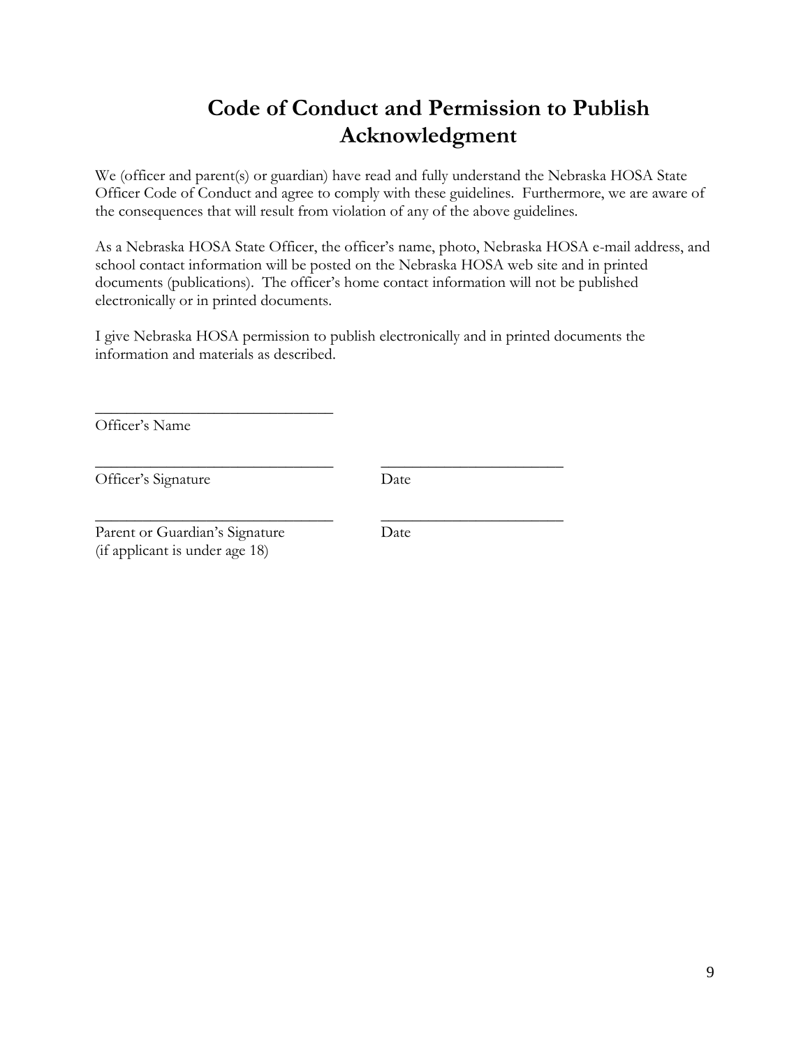# Code of Conduct and Permission to Publish Acknowledgment

We (officer and parent(s) or guardian) have read and fully understand the Nebraska HOSA State Officer Code of Conduct and agree to comply with these guidelines. Furthermore, we are aware of the consequences that will result from violation of any of the above guidelines.

As a Nebraska HOSA State Officer, the officer's name, photo, Nebraska HOSA e-mail address, and school contact information will be posted on the Nebraska HOSA web site and in printed documents (publications). The officer's home contact information will not be published electronically or in printed documents.

I give Nebraska HOSA permission to publish electronically and in printed documents the information and materials as described.

______________________________
Officer's Name

______________________________ ______________________
Officer's Signature Date

______________________________ ______________________
Parent or Guardian's Signature Date
(if applicant is under age 18)